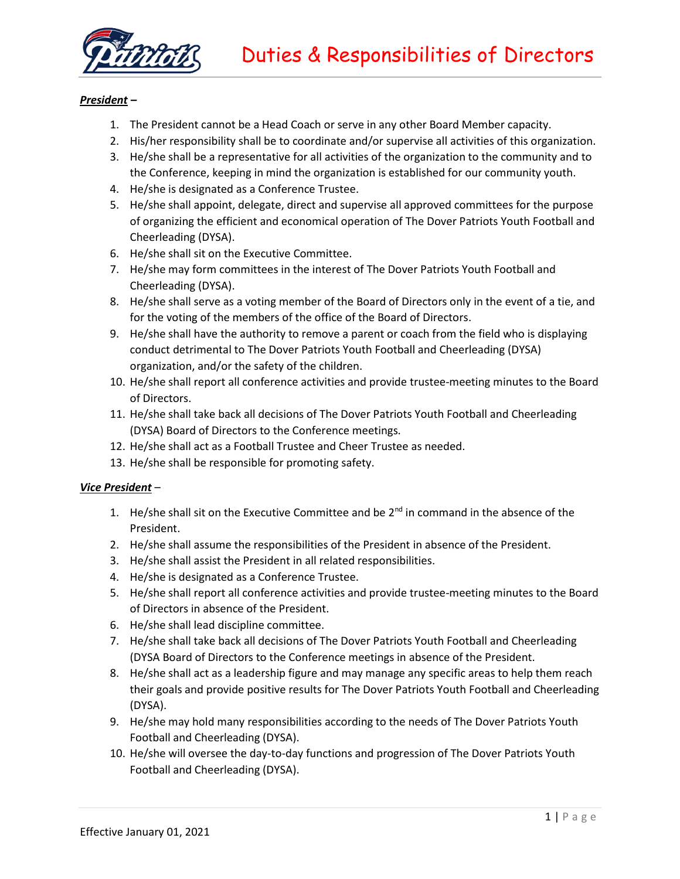# Duties & Responsibilities of Directors

***President*** **–**

1. The President cannot be a Head Coach or serve in any other Board Member capacity.
2. His/her responsibility shall be to coordinate and/or supervise all activities of this organization.
3. He/she shall be a representative for all activities of the organization to the community and to the Conference, keeping in mind the organization is established for our community youth.
4. He/she is designated as a Conference Trustee.
5. He/she shall appoint, delegate, direct and supervise all approved committees for the purpose of organizing the efficient and economical operation of The Dover Patriots Youth Football and Cheerleading (DYSA).
6. He/she shall sit on the Executive Committee.
7. He/she may form committees in the interest of The Dover Patriots Youth Football and Cheerleading (DYSA).
8. He/she shall serve as a voting member of the Board of Directors only in the event of a tie, and for the voting of the members of the office of the Board of Directors.
9. He/she shall have the authority to remove a parent or coach from the field who is displaying conduct detrimental to The Dover Patriots Youth Football and Cheerleading (DYSA) organization, and/or the safety of the children.
10. He/she shall report all conference activities and provide trustee-meeting minutes to the Board of Directors.
11. He/she shall take back all decisions of The Dover Patriots Youth Football and Cheerleading (DYSA) Board of Directors to the Conference meetings.
12. He/she shall act as a Football Trustee and Cheer Trustee as needed.
13. He/she shall be responsible for promoting safety.

***Vice President*** –

1. He/she shall sit on the Executive Committee and be 2nd in command in the absence of the President.
2. He/she shall assume the responsibilities of the President in absence of the President.
3. He/she shall assist the President in all related responsibilities.
4. He/she is designated as a Conference Trustee.
5. He/she shall report all conference activities and provide trustee-meeting minutes to the Board of Directors in absence of the President.
6. He/she shall lead discipline committee.
7. He/she shall take back all decisions of The Dover Patriots Youth Football and Cheerleading (DYSA Board of Directors to the Conference meetings in absence of the President.
8. He/she shall act as a leadership figure and may manage any specific areas to help them reach their goals and provide positive results for The Dover Patriots Youth Football and Cheerleading (DYSA).
9. He/she may hold many responsibilities according to the needs of The Dover Patriots Youth Football and Cheerleading (DYSA).
10. He/she will oversee the day-to-day functions and progression of The Dover Patriots Youth Football and Cheerleading (DYSA).

Effective January 01, 2021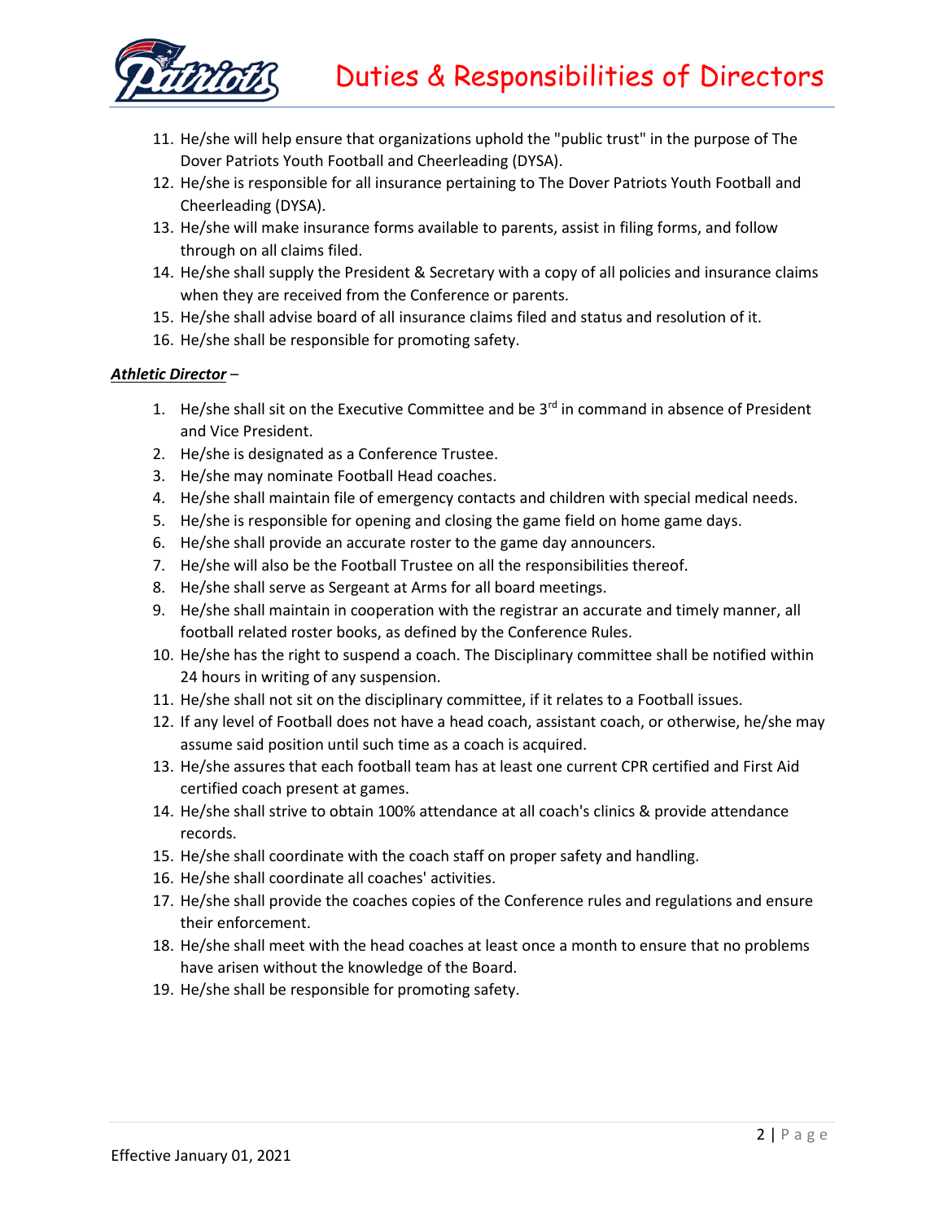11. He/she will help ensure that organizations uphold the "public trust" in the purpose of The Dover Patriots Youth Football and Cheerleading (DYSA).
12. He/she is responsible for all insurance pertaining to The Dover Patriots Youth Football and Cheerleading (DYSA).
13. He/she will make insurance forms available to parents, assist in filing forms, and follow through on all claims filed.
14. He/she shall supply the President & Secretary with a copy of all policies and insurance claims when they are received from the Conference or parents.
15. He/she shall advise board of all insurance claims filed and status and resolution of it.
16. He/she shall be responsible for promoting safety.

***Athletic Director*** –

1. He/she shall sit on the Executive Committee and be 3rd in command in absence of President and Vice President.
2. He/she is designated as a Conference Trustee.
3. He/she may nominate Football Head coaches.
4. He/she shall maintain file of emergency contacts and children with special medical needs.
5. He/she is responsible for opening and closing the game field on home game days.
6. He/she shall provide an accurate roster to the game day announcers.
7. He/she will also be the Football Trustee on all the responsibilities thereof.
8. He/she shall serve as Sergeant at Arms for all board meetings.
9. He/she shall maintain in cooperation with the registrar an accurate and timely manner, all football related roster books, as defined by the Conference Rules.
10. He/she has the right to suspend a coach. The Disciplinary committee shall be notified within 24 hours in writing of any suspension.
11. He/she shall not sit on the disciplinary committee, if it relates to a Football issues.
12. If any level of Football does not have a head coach, assistant coach, or otherwise, he/she may assume said position until such time as a coach is acquired.
13. He/she assures that each football team has at least one current CPR certified and First Aid certified coach present at games.
14. He/she shall strive to obtain 100% attendance at all coach's clinics & provide attendance records.
15. He/she shall coordinate with the coach staff on proper safety and handling.
16. He/she shall coordinate all coaches' activities.
17. He/she shall provide the coaches copies of the Conference rules and regulations and ensure their enforcement.
18. He/she shall meet with the head coaches at least once a month to ensure that no problems have arisen without the knowledge of the Board.
19. He/she shall be responsible for promoting safety.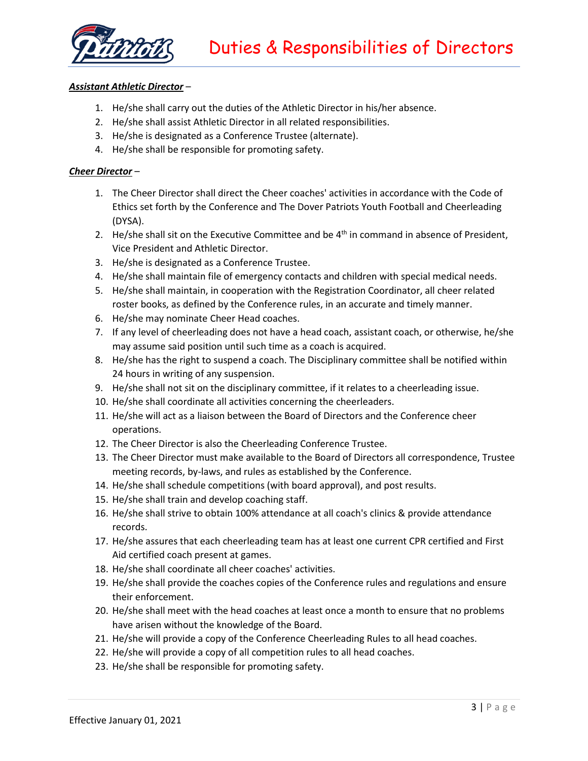***Assistant Athletic Director*** –

1. He/she shall carry out the duties of the Athletic Director in his/her absence.
2. He/she shall assist Athletic Director in all related responsibilities.
3. He/she is designated as a Conference Trustee (alternate).
4. He/she shall be responsible for promoting safety.

***Cheer Director*** –

1. The Cheer Director shall direct the Cheer coaches' activities in accordance with the Code of Ethics set forth by the Conference and The Dover Patriots Youth Football and Cheerleading (DYSA).
2. He/she shall sit on the Executive Committee and be 4th in command in absence of President, Vice President and Athletic Director.
3. He/she is designated as a Conference Trustee.
4. He/she shall maintain file of emergency contacts and children with special medical needs.
5. He/she shall maintain, in cooperation with the Registration Coordinator, all cheer related roster books, as defined by the Conference rules, in an accurate and timely manner.
6. He/she may nominate Cheer Head coaches.
7. If any level of cheerleading does not have a head coach, assistant coach, or otherwise, he/she may assume said position until such time as a coach is acquired.
8. He/she has the right to suspend a coach. The Disciplinary committee shall be notified within 24 hours in writing of any suspension.
9. He/she shall not sit on the disciplinary committee, if it relates to a cheerleading issue.
10. He/she shall coordinate all activities concerning the cheerleaders.
11. He/she will act as a liaison between the Board of Directors and the Conference cheer operations.
12. The Cheer Director is also the Cheerleading Conference Trustee.
13. The Cheer Director must make available to the Board of Directors all correspondence, Trustee meeting records, by-laws, and rules as established by the Conference.
14. He/she shall schedule competitions (with board approval), and post results.
15. He/she shall train and develop coaching staff.
16. He/she shall strive to obtain 100% attendance at all coach's clinics & provide attendance records.
17. He/she assures that each cheerleading team has at least one current CPR certified and First Aid certified coach present at games.
18. He/she shall coordinate all cheer coaches' activities.
19. He/she shall provide the coaches copies of the Conference rules and regulations and ensure their enforcement.
20. He/she shall meet with the head coaches at least once a month to ensure that no problems have arisen without the knowledge of the Board.
21. He/she will provide a copy of the Conference Cheerleading Rules to all head coaches.
22. He/she will provide a copy of all competition rules to all head coaches.
23. He/she shall be responsible for promoting safety.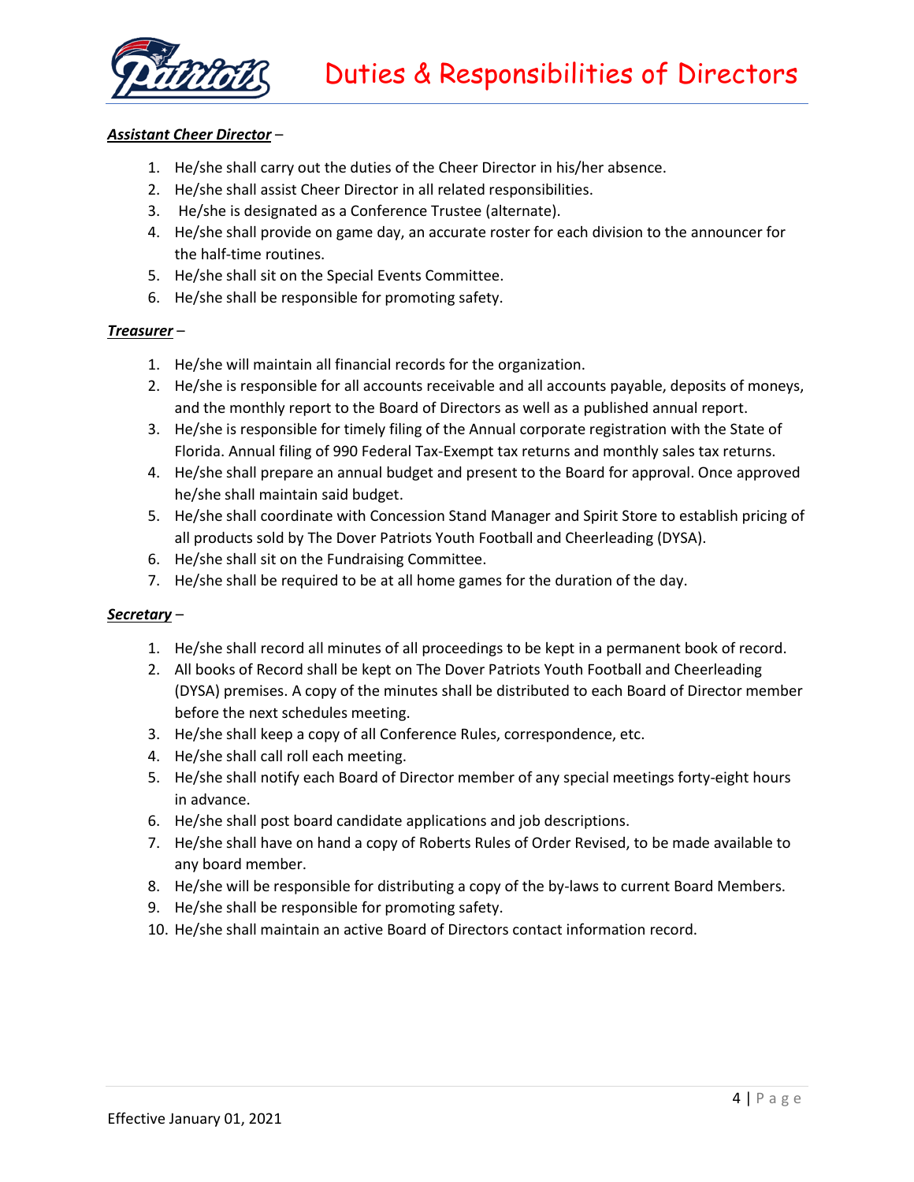***Assistant Cheer Director*** –

1. He/she shall carry out the duties of the Cheer Director in his/her absence.
2. He/she shall assist Cheer Director in all related responsibilities.
3. He/she is designated as a Conference Trustee (alternate).
4. He/she shall provide on game day, an accurate roster for each division to the announcer for the half-time routines.
5. He/she shall sit on the Special Events Committee.
6. He/she shall be responsible for promoting safety.

***Treasurer*** –

1. He/she will maintain all financial records for the organization.
2. He/she is responsible for all accounts receivable and all accounts payable, deposits of moneys, and the monthly report to the Board of Directors as well as a published annual report.
3. He/she is responsible for timely filing of the Annual corporate registration with the State of Florida. Annual filing of 990 Federal Tax-Exempt tax returns and monthly sales tax returns.
4. He/she shall prepare an annual budget and present to the Board for approval. Once approved he/she shall maintain said budget.
5. He/she shall coordinate with Concession Stand Manager and Spirit Store to establish pricing of all products sold by The Dover Patriots Youth Football and Cheerleading (DYSA).
6. He/she shall sit on the Fundraising Committee.
7. He/she shall be required to be at all home games for the duration of the day.

***Secretary*** –

1. He/she shall record all minutes of all proceedings to be kept in a permanent book of record.
2. All books of Record shall be kept on The Dover Patriots Youth Football and Cheerleading (DYSA) premises. A copy of the minutes shall be distributed to each Board of Director member before the next schedules meeting.
3. He/she shall keep a copy of all Conference Rules, correspondence, etc.
4. He/she shall call roll each meeting.
5. He/she shall notify each Board of Director member of any special meetings forty-eight hours in advance.
6. He/she shall post board candidate applications and job descriptions.
7. He/she shall have on hand a copy of Roberts Rules of Order Revised, to be made available to any board member.
8. He/she will be responsible for distributing a copy of the by-laws to current Board Members.
9. He/she shall be responsible for promoting safety.
10. He/she shall maintain an active Board of Directors contact information record.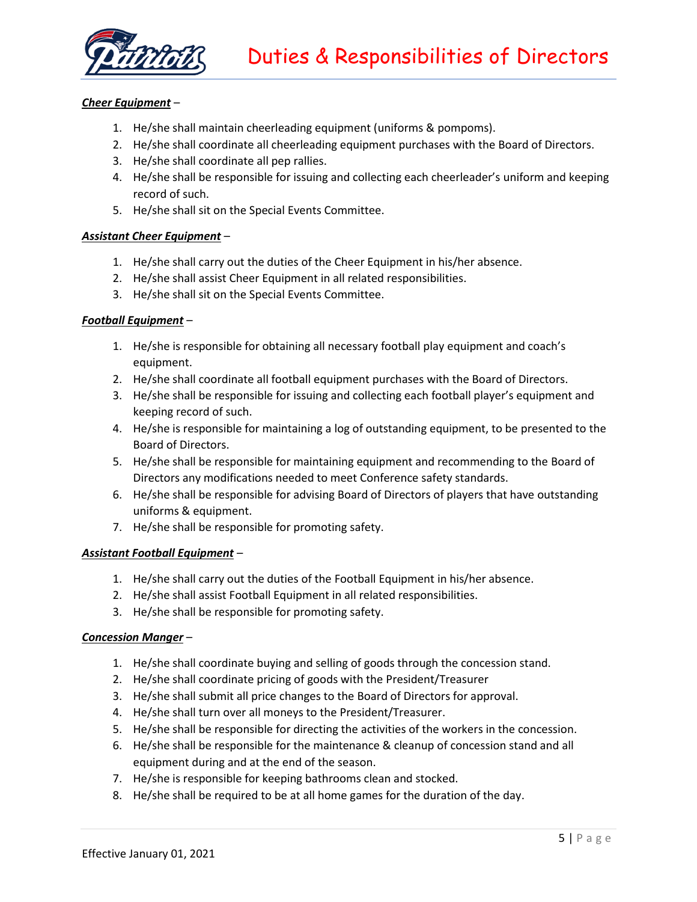***Cheer Equipment*** –

1. He/she shall maintain cheerleading equipment (uniforms & pompoms).
2. He/she shall coordinate all cheerleading equipment purchases with the Board of Directors.
3. He/she shall coordinate all pep rallies.
4. He/she shall be responsible for issuing and collecting each cheerleader's uniform and keeping record of such.
5. He/she shall sit on the Special Events Committee.

***Assistant Cheer Equipment*** –

1. He/she shall carry out the duties of the Cheer Equipment in his/her absence.
2. He/she shall assist Cheer Equipment in all related responsibilities.
3. He/she shall sit on the Special Events Committee.

***Football Equipment*** –

1. He/she is responsible for obtaining all necessary football play equipment and coach's equipment.
2. He/she shall coordinate all football equipment purchases with the Board of Directors.
3. He/she shall be responsible for issuing and collecting each football player's equipment and keeping record of such.
4. He/she is responsible for maintaining a log of outstanding equipment, to be presented to the Board of Directors.
5. He/she shall be responsible for maintaining equipment and recommending to the Board of Directors any modifications needed to meet Conference safety standards.
6. He/she shall be responsible for advising Board of Directors of players that have outstanding uniforms & equipment.
7. He/she shall be responsible for promoting safety.

***Assistant Football Equipment*** –

1. He/she shall carry out the duties of the Football Equipment in his/her absence.
2. He/she shall assist Football Equipment in all related responsibilities.
3. He/she shall be responsible for promoting safety.

***Concession Manger*** –

1. He/she shall coordinate buying and selling of goods through the concession stand.
2. He/she shall coordinate pricing of goods with the President/Treasurer
3. He/she shall submit all price changes to the Board of Directors for approval.
4. He/she shall turn over all moneys to the President/Treasurer.
5. He/she shall be responsible for directing the activities of the workers in the concession.
6. He/she shall be responsible for the maintenance & cleanup of concession stand and all equipment during and at the end of the season.
7. He/she is responsible for keeping bathrooms clean and stocked.
8. He/she shall be required to be at all home games for the duration of the day.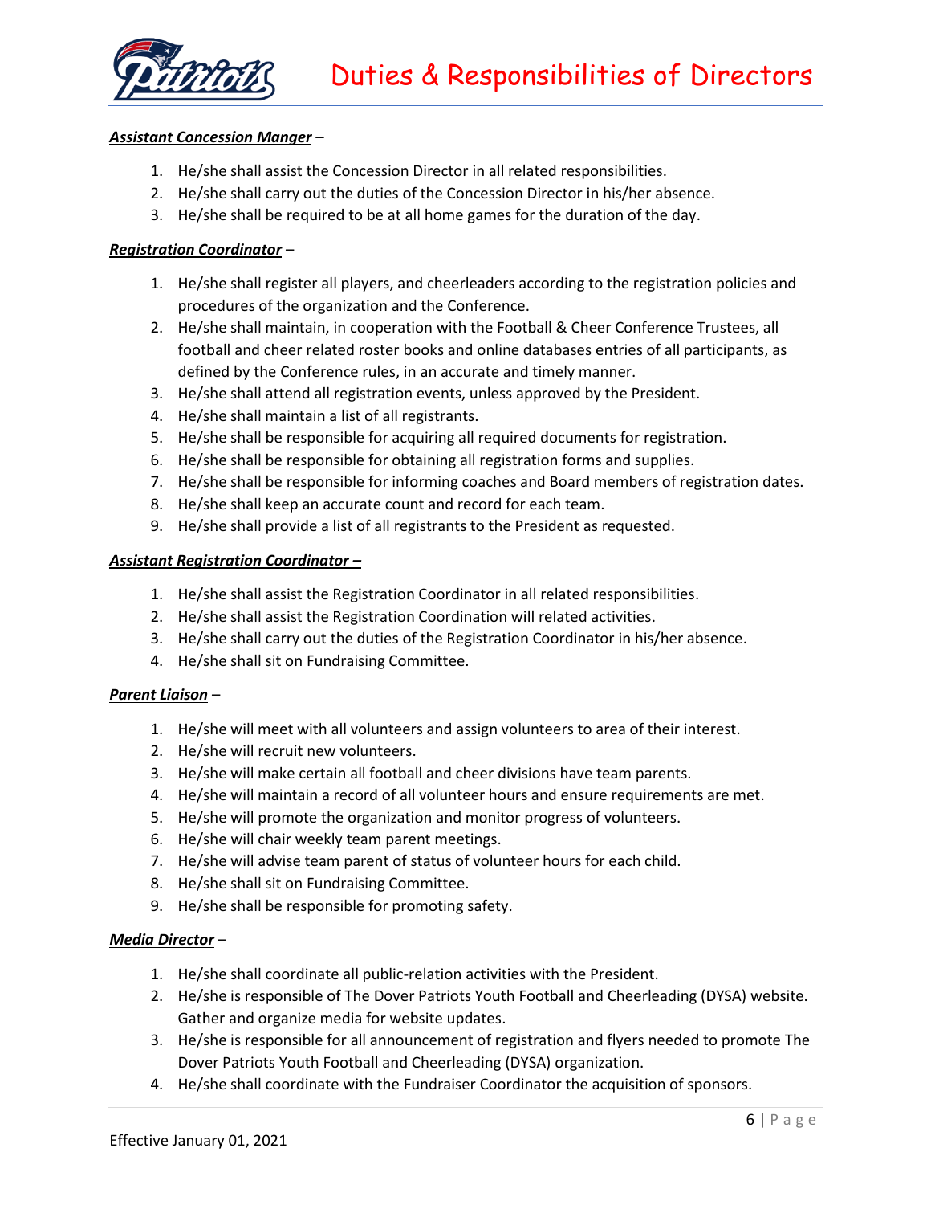***Assistant Concession Manger*** –

1. He/she shall assist the Concession Director in all related responsibilities.
2. He/she shall carry out the duties of the Concession Director in his/her absence.
3. He/she shall be required to be at all home games for the duration of the day.

***Registration Coordinator*** –

1. He/she shall register all players, and cheerleaders according to the registration policies and procedures of the organization and the Conference.
2. He/she shall maintain, in cooperation with the Football & Cheer Conference Trustees, all football and cheer related roster books and online databases entries of all participants, as defined by the Conference rules, in an accurate and timely manner.
3. He/she shall attend all registration events, unless approved by the President.
4. He/she shall maintain a list of all registrants.
5. He/she shall be responsible for acquiring all required documents for registration.
6. He/she shall be responsible for obtaining all registration forms and supplies.
7. He/she shall be responsible for informing coaches and Board members of registration dates.
8. He/she shall keep an accurate count and record for each team.
9. He/she shall provide a list of all registrants to the President as requested.

***Assistant Registration Coordinator –***

1. He/she shall assist the Registration Coordinator in all related responsibilities.
2. He/she shall assist the Registration Coordination will related activities.
3. He/she shall carry out the duties of the Registration Coordinator in his/her absence.
4. He/she shall sit on Fundraising Committee.

***Parent Liaison*** –

1. He/she will meet with all volunteers and assign volunteers to area of their interest.
2. He/she will recruit new volunteers.
3. He/she will make certain all football and cheer divisions have team parents.
4. He/she will maintain a record of all volunteer hours and ensure requirements are met.
5. He/she will promote the organization and monitor progress of volunteers.
6. He/she will chair weekly team parent meetings.
7. He/she will advise team parent of status of volunteer hours for each child.
8. He/she shall sit on Fundraising Committee.
9. He/she shall be responsible for promoting safety.

***Media Director*** –

1. He/she shall coordinate all public-relation activities with the President.
2. He/she is responsible of The Dover Patriots Youth Football and Cheerleading (DYSA) website. Gather and organize media for website updates.
3. He/she is responsible for all announcement of registration and flyers needed to promote The Dover Patriots Youth Football and Cheerleading (DYSA) organization.
4. He/she shall coordinate with the Fundraiser Coordinator the acquisition of sponsors.

Effective January 01, 2021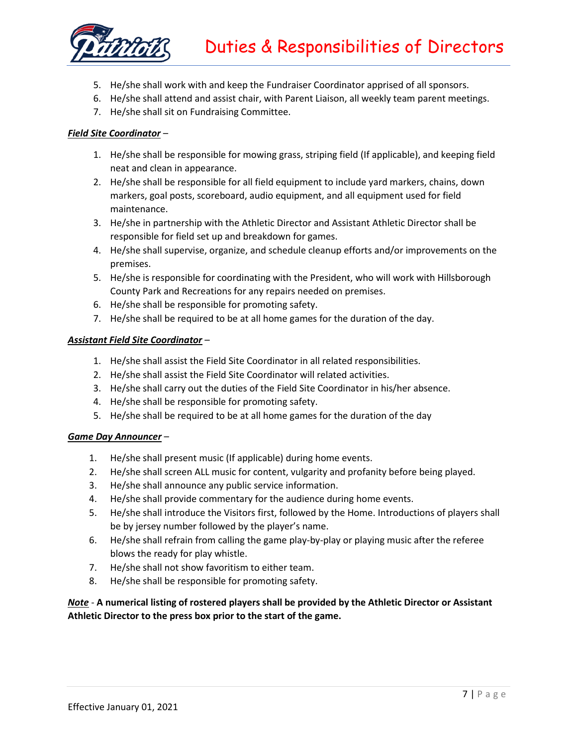5. He/she shall work with and keep the Fundraiser Coordinator apprised of all sponsors.
6. He/she shall attend and assist chair, with Parent Liaison, all weekly team parent meetings.
7. He/she shall sit on Fundraising Committee.

***Field Site Coordinator*** –

1. He/she shall be responsible for mowing grass, striping field (If applicable), and keeping field neat and clean in appearance.
2. He/she shall be responsible for all field equipment to include yard markers, chains, down markers, goal posts, scoreboard, audio equipment, and all equipment used for field maintenance.
3. He/she in partnership with the Athletic Director and Assistant Athletic Director shall be responsible for field set up and breakdown for games.
4. He/she shall supervise, organize, and schedule cleanup efforts and/or improvements on the premises.
5. He/she is responsible for coordinating with the President, who will work with Hillsborough County Park and Recreations for any repairs needed on premises.
6. He/she shall be responsible for promoting safety.
7. He/she shall be required to be at all home games for the duration of the day.

***Assistant Field Site Coordinator*** –

1. He/she shall assist the Field Site Coordinator in all related responsibilities.
2. He/she shall assist the Field Site Coordinator will related activities.
3. He/she shall carry out the duties of the Field Site Coordinator in his/her absence.
4. He/she shall be responsible for promoting safety.
5. He/she shall be required to be at all home games for the duration of the day

***Game Day Announcer*** –

1. He/she shall present music (If applicable) during home events.
2. He/she shall screen ALL music for content, vulgarity and profanity before being played.
3. He/she shall announce any public service information.
4. He/she shall provide commentary for the audience during home events.
5. He/she shall introduce the Visitors first, followed by the Home. Introductions of players shall be by jersey number followed by the player's name.
6. He/she shall refrain from calling the game play-by-play or playing music after the referee blows the ready for play whistle.
7. He/she shall not show favoritism to either team.
8. He/she shall be responsible for promoting safety.

***Note*** - **A numerical listing of rostered players shall be provided by the Athletic Director or Assistant Athletic Director to the press box prior to the start of the game.**

Effective January 01, 2021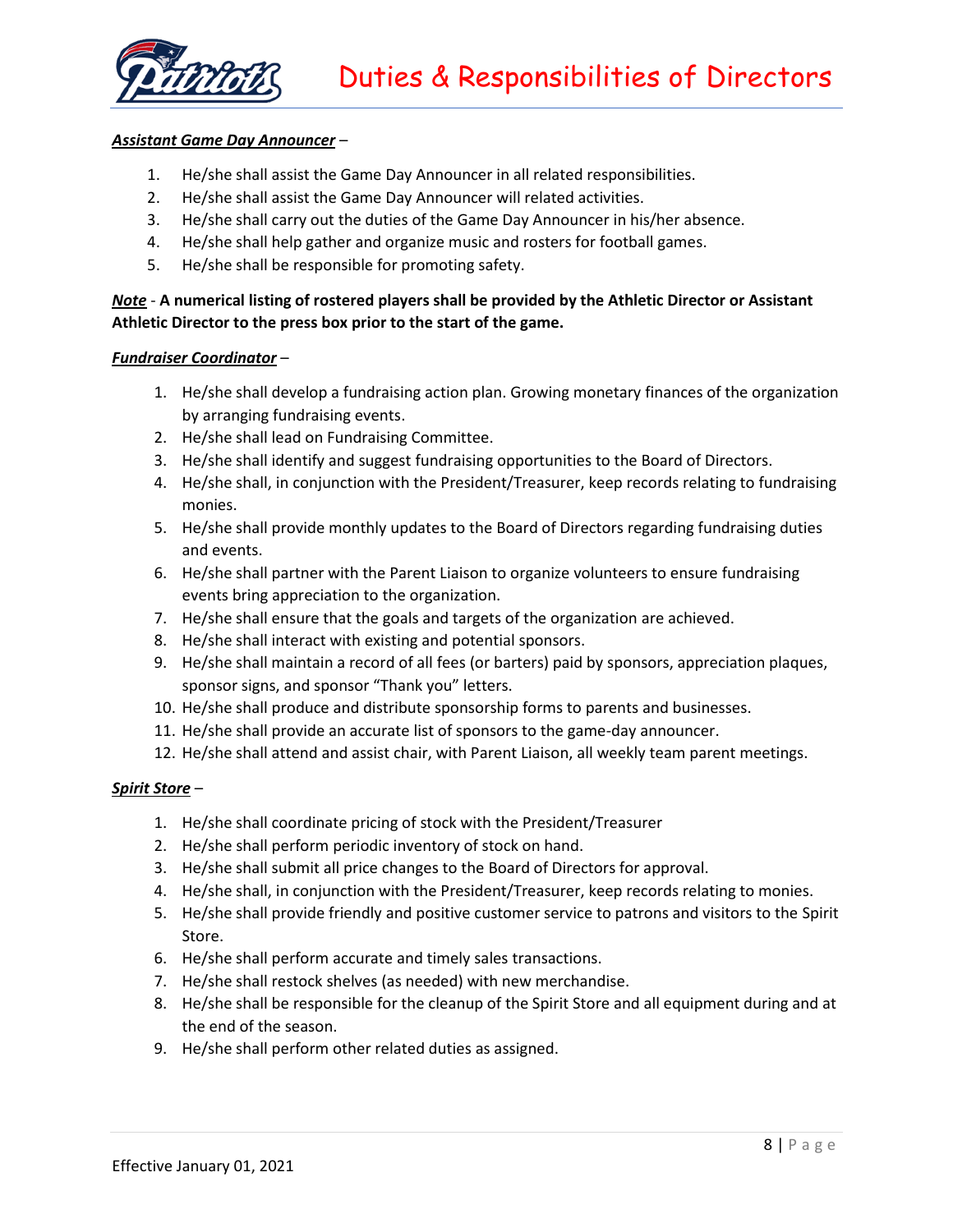***Assistant Game Day Announcer*** –

1. He/she shall assist the Game Day Announcer in all related responsibilities.
2. He/she shall assist the Game Day Announcer will related activities.
3. He/she shall carry out the duties of the Game Day Announcer in his/her absence.
4. He/she shall help gather and organize music and rosters for football games.
5. He/she shall be responsible for promoting safety.

***Note*** - **A numerical listing of rostered players shall be provided by the Athletic Director or Assistant Athletic Director to the press box prior to the start of the game.**

***Fundraiser Coordinator*** –

1. He/she shall develop a fundraising action plan. Growing monetary finances of the organization by arranging fundraising events.
2. He/she shall lead on Fundraising Committee.
3. He/she shall identify and suggest fundraising opportunities to the Board of Directors.
4. He/she shall, in conjunction with the President/Treasurer, keep records relating to fundraising monies.
5. He/she shall provide monthly updates to the Board of Directors regarding fundraising duties and events.
6. He/she shall partner with the Parent Liaison to organize volunteers to ensure fundraising events bring appreciation to the organization.
7. He/she shall ensure that the goals and targets of the organization are achieved.
8. He/she shall interact with existing and potential sponsors.
9. He/she shall maintain a record of all fees (or barters) paid by sponsors, appreciation plaques, sponsor signs, and sponsor "Thank you" letters.
10. He/she shall produce and distribute sponsorship forms to parents and businesses.
11. He/she shall provide an accurate list of sponsors to the game-day announcer.
12. He/she shall attend and assist chair, with Parent Liaison, all weekly team parent meetings.

***Spirit Store*** –

1. He/she shall coordinate pricing of stock with the President/Treasurer
2. He/she shall perform periodic inventory of stock on hand.
3. He/she shall submit all price changes to the Board of Directors for approval.
4. He/she shall, in conjunction with the President/Treasurer, keep records relating to monies.
5. He/she shall provide friendly and positive customer service to patrons and visitors to the Spirit Store.
6. He/she shall perform accurate and timely sales transactions.
7. He/she shall restock shelves (as needed) with new merchandise.
8. He/she shall be responsible for the cleanup of the Spirit Store and all equipment during and at the end of the season.
9. He/she shall perform other related duties as assigned.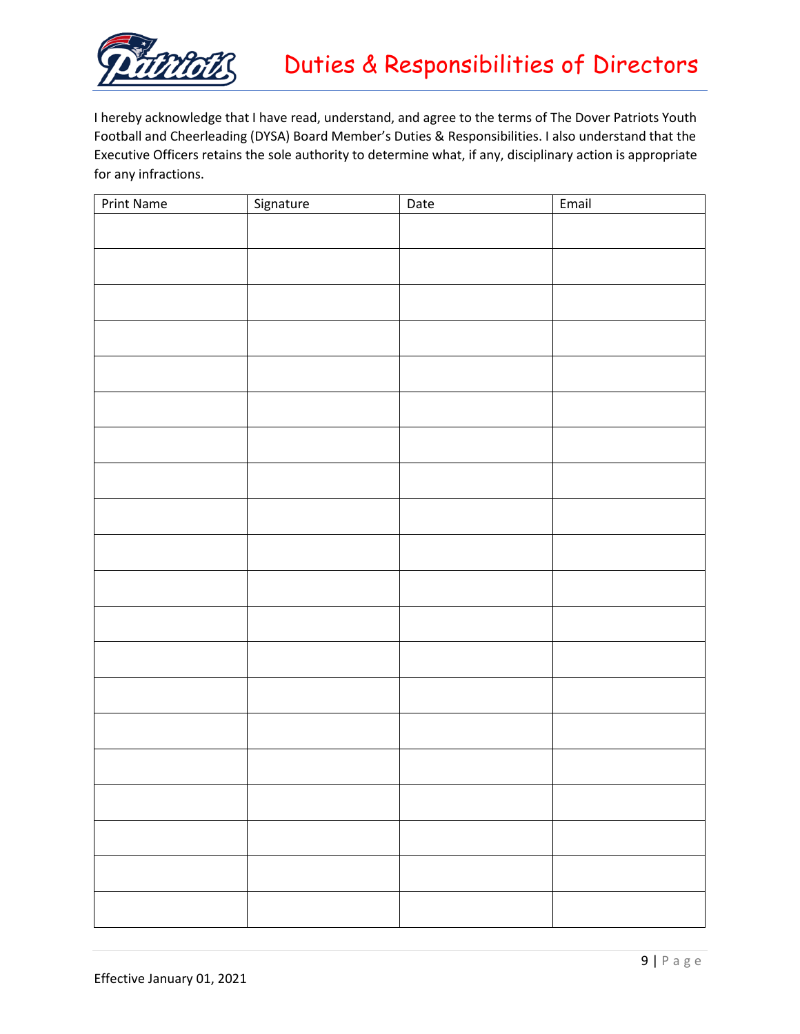# Duties & Responsibilities of Directors

I hereby acknowledge that I have read, understand, and agree to the terms of The Dover Patriots Youth Football and Cheerleading (DYSA) Board Member's Duties & Responsibilities. I also understand that the Executive Officers retains the sole authority to determine what, if any, disciplinary action is appropriate for any infractions.

| Print Name | Signature | Date | Email |
|---|---|---|---|
| | | | |
| | | | |
| | | | |
| | | | |
| | | | |
| | | | |
| | | | |
| | | | |
| | | | |
| | | | |
| | | | |
| | | | |
| | | | |
| | | | |
| | | | |
| | | | |
| | | | |
| | | | |
| | | | |
| | | | |

Effective January 01, 2021